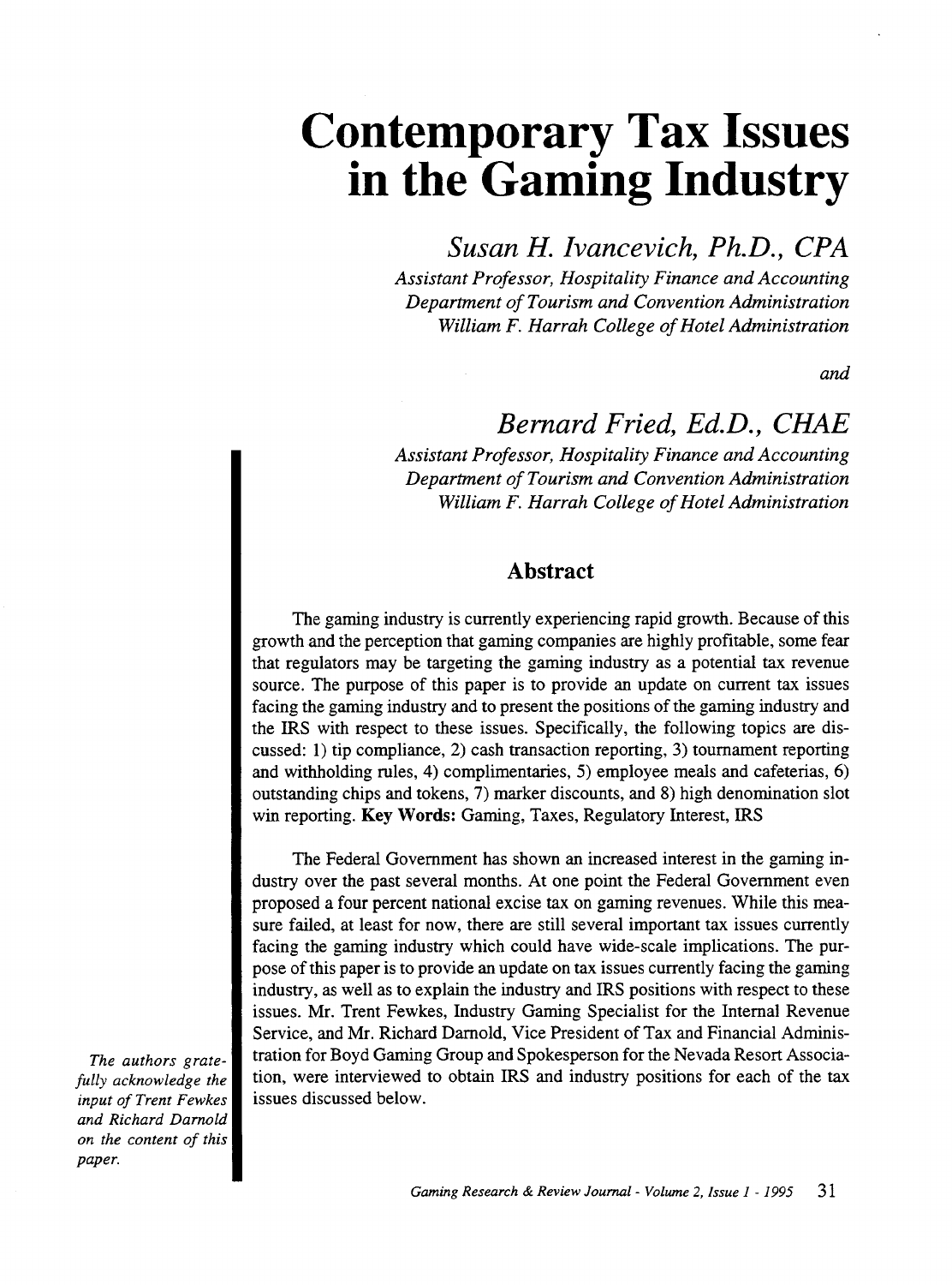# Contemporary Tax Issues in the Gaming Industry

*Susan H. Ivancevich, Ph.D., CPA*
*Assistant Professor, Hospitality Finance and Accounting*
*Department of Tourism and Convention Administration*
*William F. Harrah College of Hotel Administration*

*and*

*Bernard Fried, Ed.D., CHAE*
*Assistant Professor, Hospitality Finance and Accounting*
*Department of Tourism and Convention Administration*
*William F. Harrah College of Hotel Administration*

## Abstract

The gaming industry is currently experiencing rapid growth. Because of this growth and the perception that gaming companies are highly profitable, some fear that regulators may be targeting the gaming industry as a potential tax revenue source. The purpose of this paper is to provide an update on current tax issues facing the gaming industry and to present the positions of the gaming industry and the IRS with respect to these issues. Specifically, the following topics are discussed: 1) tip compliance, 2) cash transaction reporting, 3) tournament reporting and withholding rules, 4) complimentaries, 5) employee meals and cafeterias, 6) outstanding chips and tokens, 7) marker discounts, and 8) high denomination slot win reporting. **Key Words:** Gaming, Taxes, Regulatory Interest, IRS

The Federal Government has shown an increased interest in the gaming industry over the past several months. At one point the Federal Government even proposed a four percent national excise tax on gaming revenues. While this measure failed, at least for now, there are still several important tax issues currently facing the gaming industry which could have wide-scale implications. The purpose of this paper is to provide an update on tax issues currently facing the gaming industry, as well as to explain the industry and IRS positions with respect to these issues. Mr. Trent Fewkes, Industry Gaming Specialist for the Internal Revenue Service, and Mr. Richard Darnold, Vice President of Tax and Financial Administration for Boyd Gaming Group and Spokesperson for the Nevada Resort Association, were interviewed to obtain IRS and industry positions for each of the tax issues discussed below.

*The authors gratefully acknowledge the input of Trent Fewkes and Richard Darnold on the content of this paper.*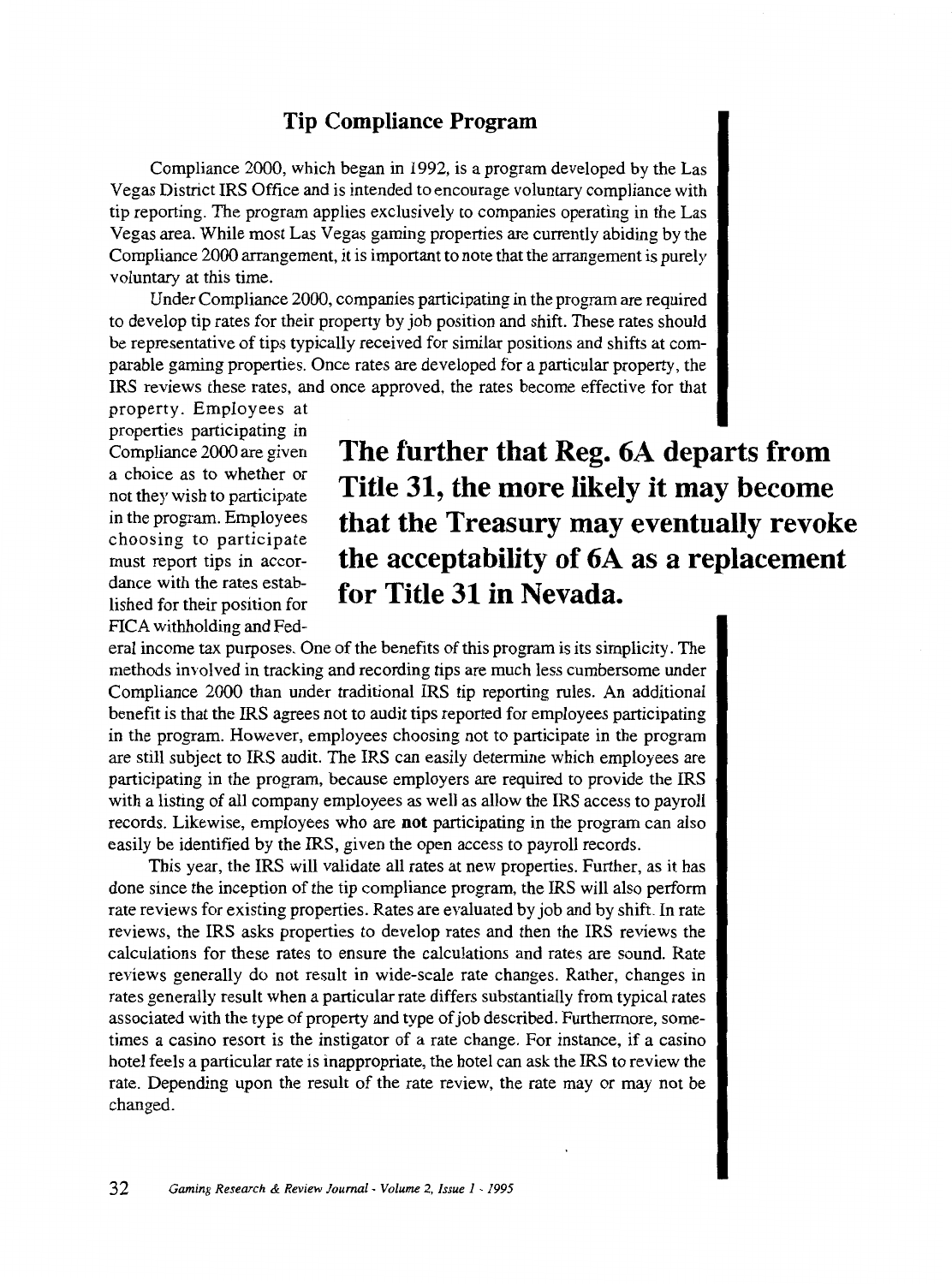## Tip Compliance Program

Compliance 2000, which began in 1992, is a program developed by the Las Vegas District IRS Office and is intended to encourage voluntary compliance with tip reporting. The program applies exclusively to companies operating in the Las Vegas area. While most Las Vegas gaming properties are currently abiding by the Compliance 2000 arrangement, it is important to note that the arrangement is purely voluntary at this time.

Under Compliance 2000, companies participating in the program are required to develop tip rates for their property by job position and shift. These rates should be representative of tips typically received for similar positions and shifts at comparable gaming properties. Once rates are developed for a particular property, the IRS reviews these rates, and once approved, the rates become effective for that property. Employees at properties participating in Compliance 2000 are given a choice as to whether or not they wish to participate in the program. Employees choosing to participate must report tips in accordance with the rates established for their position for FICA withholding and Federal income tax purposes. One of the benefits of this program is its simplicity. The methods involved in tracking and recording tips are much less cumbersome under Compliance 2000 than under traditional IRS tip reporting rules. An additional benefit is that the IRS agrees not to audit tips reported for employees participating in the program. However, employees choosing not to participate in the program are still subject to IRS audit. The IRS can easily determine which employees are participating in the program, because employers are required to provide the IRS with a listing of all company employees as well as allow the IRS access to payroll records. Likewise, employees who are **not** participating in the program can also easily be identified by the IRS, given the open access to payroll records.

**The further that Reg. 6A departs from Title 31, the more likely it may become that the Treasury may eventually revoke the acceptability of 6A as a replacement for Title 31 in Nevada.**

This year, the IRS will validate all rates at new properties. Further, as it has done since the inception of the tip compliance program, the IRS will also perform rate reviews for existing properties. Rates are evaluated by job and by shift. In rate reviews, the IRS asks properties to develop rates and then the IRS reviews the calculations for these rates to ensure the calculations and rates are sound. Rate reviews generally do not result in wide-scale rate changes. Rather, changes in rates generally result when a particular rate differs substantially from typical rates associated with the type of property and type of job described. Furthermore, sometimes a casino resort is the instigator of a rate change. For instance, if a casino hotel feels a particular rate is inappropriate, the hotel can ask the IRS to review the rate. Depending upon the result of the rate review, the rate may or may not be changed.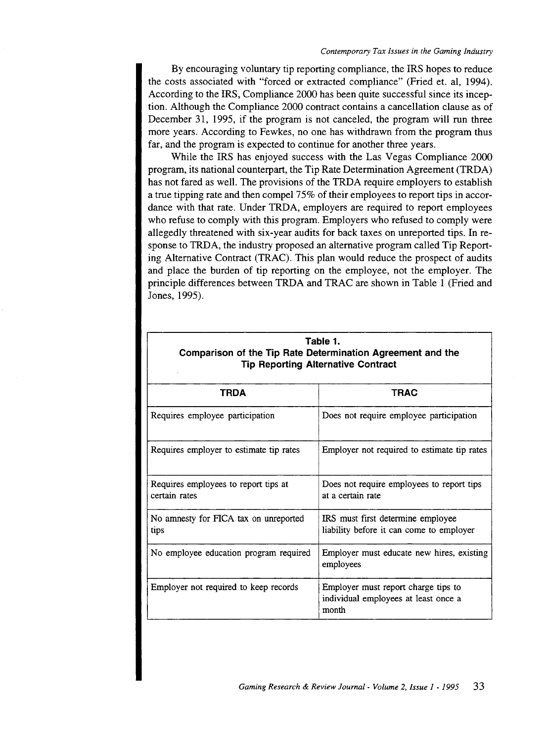By encouraging voluntary tip reporting compliance, the IRS hopes to reduce the costs associated with "forced or extracted compliance" (Fried et. al, 1994). According to the IRS, Compliance 2000 has been quite successful since its inception. Although the Compliance 2000 contract contains a cancellation clause as of December 31, 1995, if the program is not canceled, the program will run three more years. According to Fewkes, no one has withdrawn from the program thus far, and the program is expected to continue for another three years.

While the IRS has enjoyed success with the Las Vegas Compliance 2000 program, its national counterpart, the Tip Rate Determination Agreement (TRDA) has not fared as well. The provisions of the TRDA require employers to establish a true tipping rate and then compel 75% of their employees to report tips in accordance with that rate. Under TRDA, employers are required to report employees who refuse to comply with this program. Employers who refused to comply were allegedly threatened with six-year audits for back taxes on unreported tips. In response to TRDA, the industry proposed an alternative program called Tip Reporting Alternative Contract (TRAC). This plan would reduce the prospect of audits and place the burden of tip reporting on the employee, not the employer. The principle differences between TRDA and TRAC are shown in Table 1 (Fried and Jones, 1995).

**Table 1.**
**Comparison of the Tip Rate Determination Agreement and the Tip Reporting Alternative Contract**

| TRDA | TRAC |
|---|---|
| Requires employee participation | Does not require employee participation |
| Requires employer to estimate tip rates | Employer not required to estimate tip rates |
| Requires employees to report tips at certain rates | Does not require employees to report tips at a certain rate |
| No amnesty for FICA tax on unreported tips | IRS must first determine employee liability before it can come to employer |
| No employee education program required | Employer must educate new hires, existing employees |
| Employer not required to keep records | Employer must report charge tips to individual employees at least once a month |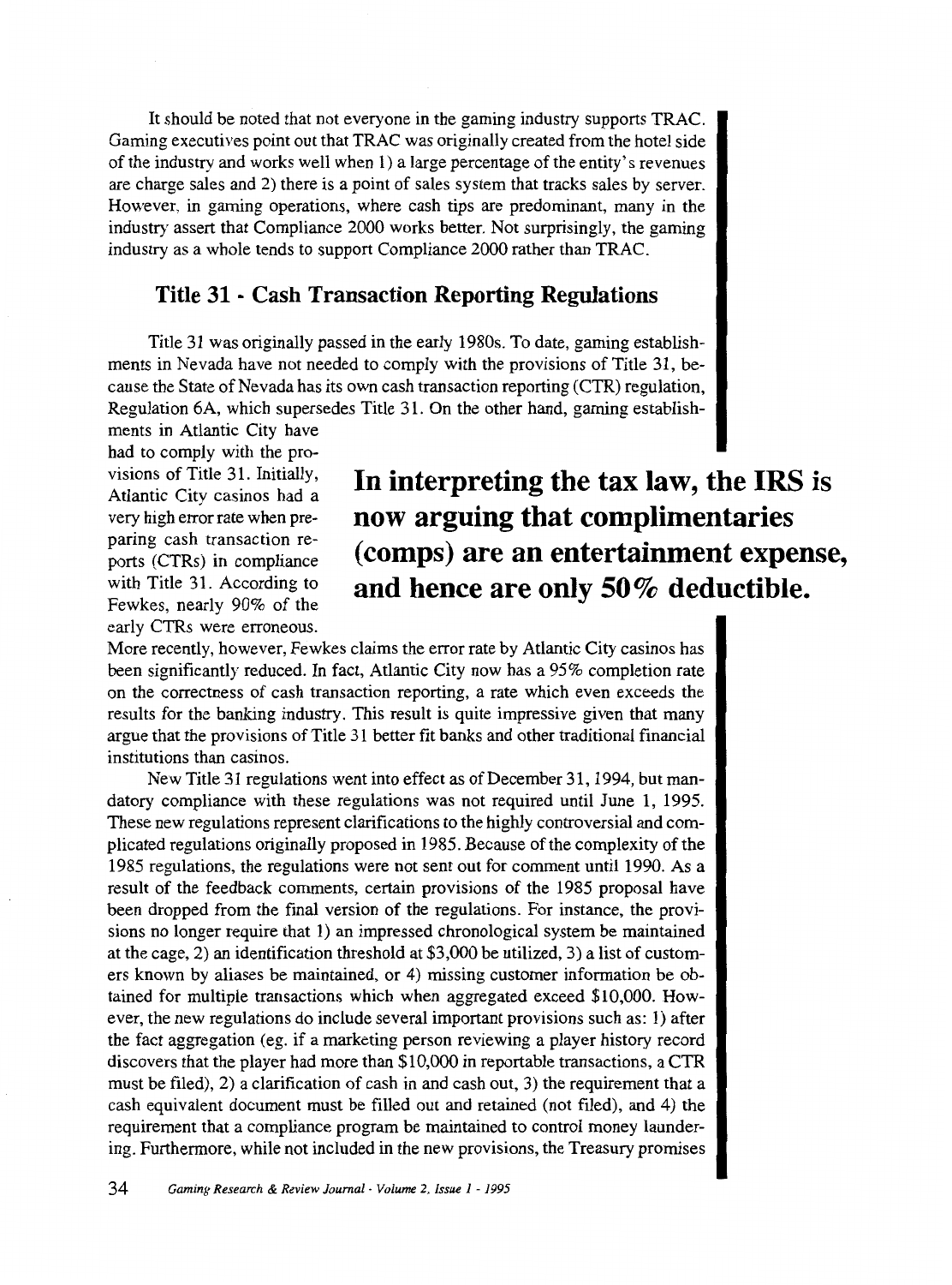It should be noted that not everyone in the gaming industry supports TRAC. Gaming executives point out that TRAC was originally created from the hotel side of the industry and works well when 1) a large percentage of the entity's revenues are charge sales and 2) there is a point of sales system that tracks sales by server. However, in gaming operations, where cash tips are predominant, many in the industry assert that Compliance 2000 works better. Not surprisingly, the gaming industry as a whole tends to support Compliance 2000 rather than TRAC.

## Title 31 - Cash Transaction Reporting Regulations

Title 31 was originally passed in the early 1980s. To date, gaming establishments in Nevada have not needed to comply with the provisions of Title 31, because the State of Nevada has its own cash transaction reporting (CTR) regulation, Regulation 6A, which supersedes Title 31. On the other hand, gaming establishments in Atlantic City have had to comply with the provisions of Title 31. Initially, Atlantic City casinos had a very high error rate when preparing cash transaction reports (CTRs) in compliance with Title 31. According to Fewkes, nearly 90% of the early CTRs were erroneous. More recently, however, Fewkes claims the error rate by Atlantic City casinos has been significantly reduced. In fact, Atlantic City now has a 95% completion rate on the correctness of cash transaction reporting, a rate which even exceeds the results for the banking industry. This result is quite impressive given that many argue that the provisions of Title 31 better fit banks and other traditional financial institutions than casinos.

**In interpreting the tax law, the IRS is now arguing that complimentaries (comps) are an entertainment expense, and hence are only 50% deductible.**

New Title 31 regulations went into effect as of December 31, 1994, but mandatory compliance with these regulations was not required until June 1, 1995. These new regulations represent clarifications to the highly controversial and complicated regulations originally proposed in 1985. Because of the complexity of the 1985 regulations, the regulations were not sent out for comment until 1990. As a result of the feedback comments, certain provisions of the 1985 proposal have been dropped from the final version of the regulations. For instance, the provisions no longer require that 1) an impressed chronological system be maintained at the cage, 2) an identification threshold at $3,000 be utilized, 3) a list of customers known by aliases be maintained, or 4) missing customer information be obtained for multiple transactions which when aggregated exceed $10,000. However, the new regulations do include several important provisions such as: 1) after the fact aggregation (eg. if a marketing person reviewing a player history record discovers that the player had more than $10,000 in reportable transactions, a CTR must be filed), 2) a clarification of cash in and cash out, 3) the requirement that a cash equivalent document must be filled out and retained (not filed), and 4) the requirement that a compliance program be maintained to control money laundering. Furthermore, while not included in the new provisions, the Treasury promises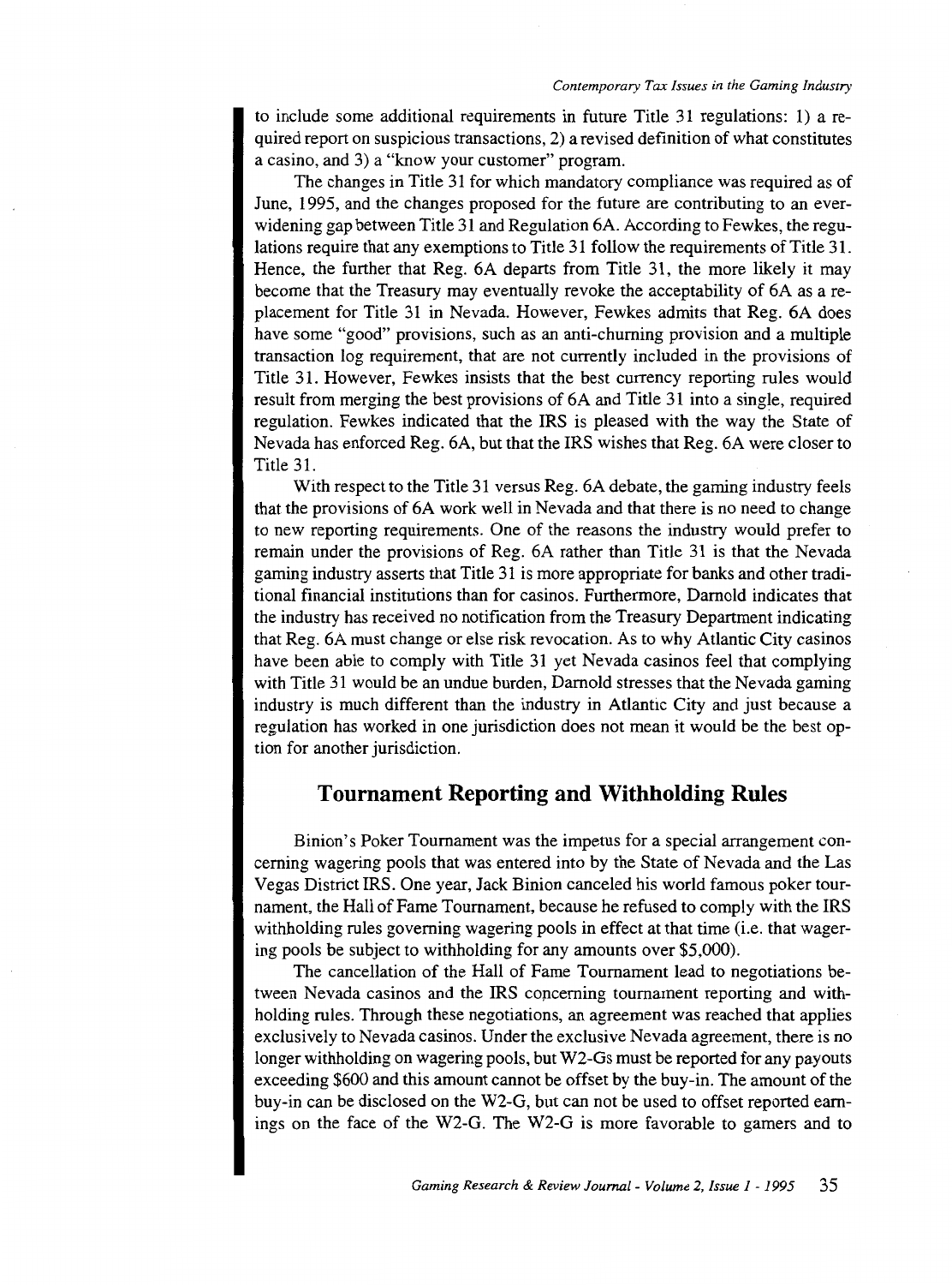to include some additional requirements in future Title 31 regulations: 1) a required report on suspicious transactions, 2) a revised definition of what constitutes a casino, and 3) a "know your customer" program.

The changes in Title 31 for which mandatory compliance was required as of June, 1995, and the changes proposed for the future are contributing to an ever-widening gap between Title 31 and Regulation 6A. According to Fewkes, the regulations require that any exemptions to Title 31 follow the requirements of Title 31. Hence, the further that Reg. 6A departs from Title 31, the more likely it may become that the Treasury may eventually revoke the acceptability of 6A as a replacement for Title 31 in Nevada. However, Fewkes admits that Reg. 6A does have some "good" provisions, such as an anti-churning provision and a multiple transaction log requirement, that are not currently included in the provisions of Title 31. However, Fewkes insists that the best currency reporting rules would result from merging the best provisions of 6A and Title 31 into a single, required regulation. Fewkes indicated that the IRS is pleased with the way the State of Nevada has enforced Reg. 6A, but that the IRS wishes that Reg. 6A were closer to Title 31.

With respect to the Title 31 versus Reg. 6A debate, the gaming industry feels that the provisions of 6A work well in Nevada and that there is no need to change to new reporting requirements. One of the reasons the industry would prefer to remain under the provisions of Reg. 6A rather than Title 31 is that the Nevada gaming industry asserts that Title 31 is more appropriate for banks and other traditional financial institutions than for casinos. Furthermore, Darnold indicates that the industry has received no notification from the Treasury Department indicating that Reg. 6A must change or else risk revocation. As to why Atlantic City casinos have been able to comply with Title 31 yet Nevada casinos feel that complying with Title 31 would be an undue burden, Darnold stresses that the Nevada gaming industry is much different than the industry in Atlantic City and just because a regulation has worked in one jurisdiction does not mean it would be the best option for another jurisdiction.

## Tournament Reporting and Withholding Rules

Binion's Poker Tournament was the impetus for a special arrangement concerning wagering pools that was entered into by the State of Nevada and the Las Vegas District IRS. One year, Jack Binion canceled his world famous poker tournament, the Hall of Fame Tournament, because he refused to comply with the IRS withholding rules governing wagering pools in effect at that time (i.e. that wagering pools be subject to withholding for any amounts over $5,000).

The cancellation of the Hall of Fame Tournament lead to negotiations between Nevada casinos and the IRS concerning tournament reporting and withholding rules. Through these negotiations, an agreement was reached that applies exclusively to Nevada casinos. Under the exclusive Nevada agreement, there is no longer withholding on wagering pools, but W2-Gs must be reported for any payouts exceeding $600 and this amount cannot be offset by the buy-in. The amount of the buy-in can be disclosed on the W2-G, but can not be used to offset reported earnings on the face of the W2-G. The W2-G is more favorable to gamers and to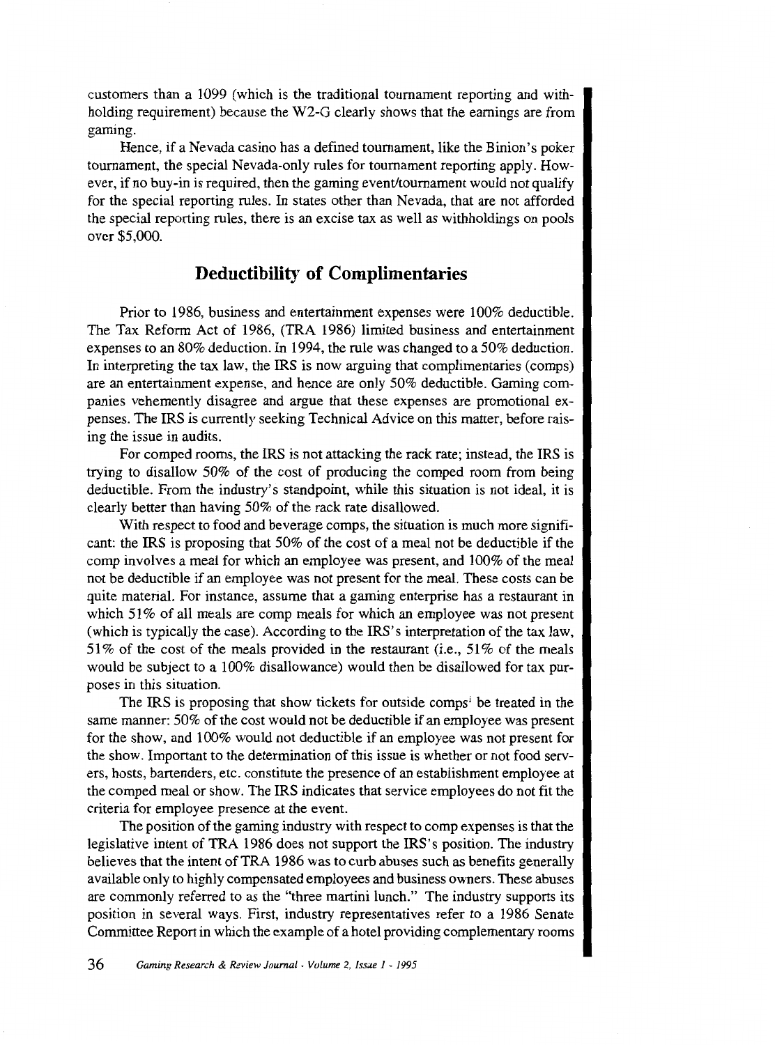customers than a 1099 (which is the traditional tournament reporting and withholding requirement) because the W2-G clearly shows that the earnings are from gaming.

Hence, if a Nevada casino has a defined tournament, like the Binion's poker tournament, the special Nevada-only rules for tournament reporting apply. However, if no buy-in is required, then the gaming event/tournament would not qualify for the special reporting rules. In states other than Nevada, that are not afforded the special reporting rules, there is an excise tax as well as withholdings on pools over $5,000.

## Deductibility of Complimentaries

Prior to 1986, business and entertainment expenses were 100% deductible. The Tax Reform Act of 1986, (TRA 1986) limited business and entertainment expenses to an 80% deduction. In 1994, the rule was changed to a 50% deduction. In interpreting the tax law, the IRS is now arguing that complimentaries (comps) are an entertainment expense, and hence are only 50% deductible. Gaming companies vehemently disagree and argue that these expenses are promotional expenses. The IRS is currently seeking Technical Advice on this matter, before raising the issue in audits.

For comped rooms, the IRS is not attacking the rack rate; instead, the IRS is trying to disallow 50% of the cost of producing the comped room from being deductible. From the industry's standpoint, while this situation is not ideal, it is clearly better than having 50% of the rack rate disallowed.

With respect to food and beverage comps, the situation is much more significant: the IRS is proposing that 50% of the cost of a meal not be deductible if the comp involves a meal for which an employee was present, and 100% of the meal not be deductible if an employee was not present for the meal. These costs can be quite material. For instance, assume that a gaming enterprise has a restaurant in which 51% of all meals are comp meals for which an employee was not present (which is typically the case). According to the IRS's interpretation of the tax law, 51% of the cost of the meals provided in the restaurant (i.e., 51% of the meals would be subject to a 100% disallowance) would then be disallowed for tax purposes in this situation.

The IRS is proposing that show tickets for outside comps[i] be treated in the same manner: 50% of the cost would not be deductible if an employee was present for the show, and 100% would not deductible if an employee was not present for the show. Important to the determination of this issue is whether or not food servers, hosts, bartenders, etc. constitute the presence of an establishment employee at the comped meal or show. The IRS indicates that service employees do not fit the criteria for employee presence at the event.

The position of the gaming industry with respect to comp expenses is that the legislative intent of TRA 1986 does not support the IRS's position. The industry believes that the intent of TRA 1986 was to curb abuses such as benefits generally available only to highly compensated employees and business owners. These abuses are commonly referred to as the "three martini lunch." The industry supports its position in several ways. First, industry representatives refer to a 1986 Senate Committee Report in which the example of a hotel providing complementary rooms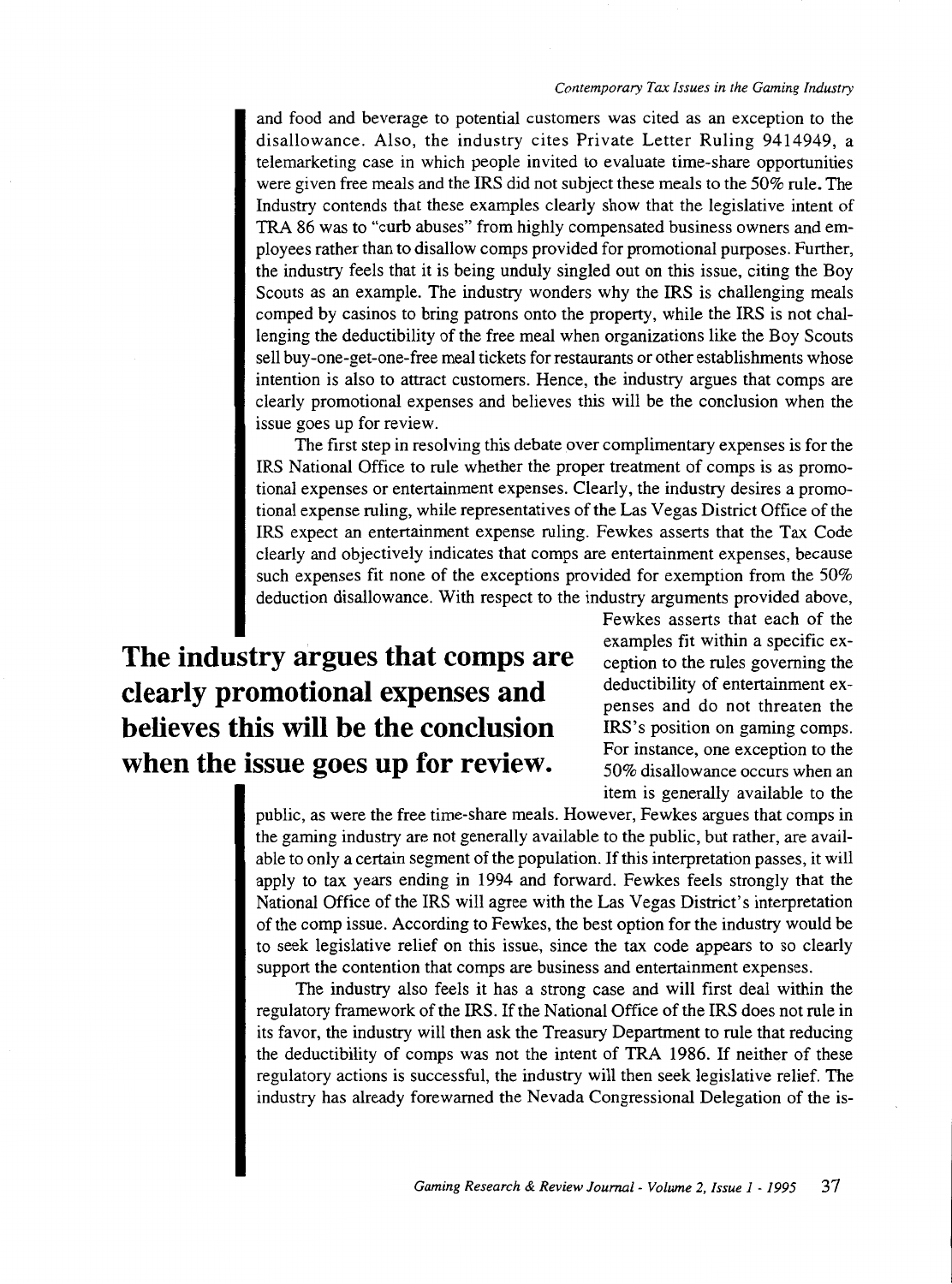and food and beverage to potential customers was cited as an exception to the disallowance. Also, the industry cites Private Letter Ruling 9414949, a telemarketing case in which people invited to evaluate time-share opportunities were given free meals and the IRS did not subject these meals to the 50% rule. The Industry contends that these examples clearly show that the legislative intent of TRA 86 was to "curb abuses" from highly compensated business owners and employees rather than to disallow comps provided for promotional purposes. Further, the industry feels that it is being unduly singled out on this issue, citing the Boy Scouts as an example. The industry wonders why the IRS is challenging meals comped by casinos to bring patrons onto the property, while the IRS is not challenging the deductibility of the free meal when organizations like the Boy Scouts sell buy-one-get-one-free meal tickets for restaurants or other establishments whose intention is also to attract customers. Hence, the industry argues that comps are clearly promotional expenses and believes this will be the conclusion when the issue goes up for review.

The first step in resolving this debate over complimentary expenses is for the IRS National Office to rule whether the proper treatment of comps is as promotional expenses or entertainment expenses. Clearly, the industry desires a promotional expense ruling, while representatives of the Las Vegas District Office of the IRS expect an entertainment expense ruling. Fewkes asserts that the Tax Code clearly and objectively indicates that comps are entertainment expenses, because such expenses fit none of the exceptions provided for exemption from the 50% deduction disallowance. With respect to the industry arguments provided above, Fewkes asserts that each of the examples fit within a specific exception to the rules governing the deductibility of entertainment expenses and do not threaten the IRS's position on gaming comps. For instance, one exception to the 50% disallowance occurs when an item is generally available to the public, as were the free time-share meals. However, Fewkes argues that comps in the gaming industry are not generally available to the public, but rather, are available to only a certain segment of the population. If this interpretation passes, it will apply to tax years ending in 1994 and forward. Fewkes feels strongly that the National Office of the IRS will agree with the Las Vegas District's interpretation of the comp issue. According to Fewkes, the best option for the industry would be to seek legislative relief on this issue, since the tax code appears to so clearly support the contention that comps are business and entertainment expenses.

**The industry argues that comps are clearly promotional expenses and believes this will be the conclusion when the issue goes up for review.**

The industry also feels it has a strong case and will first deal within the regulatory framework of the IRS. If the National Office of the IRS does not rule in its favor, the industry will then ask the Treasury Department to rule that reducing the deductibility of comps was not the intent of TRA 1986. If neither of these regulatory actions is successful, the industry will then seek legislative relief. The industry has already forewarned the Nevada Congressional Delegation of the is-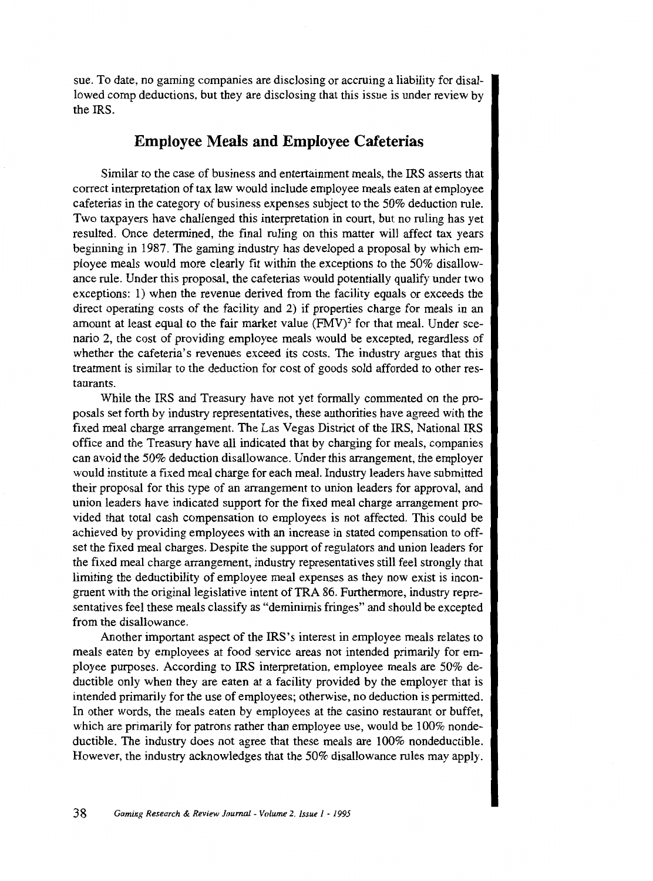sue. To date, no gaming companies are disclosing or accruing a liability for disallowed comp deductions, but they are disclosing that this issue is under review by the IRS.

## Employee Meals and Employee Cafeterias

Similar to the case of business and entertainment meals, the IRS asserts that correct interpretation of tax law would include employee meals eaten at employee cafeterias in the category of business expenses subject to the 50% deduction rule. Two taxpayers have challenged this interpretation in court, but no ruling has yet resulted. Once determined, the final ruling on this matter will affect tax years beginning in 1987. The gaming industry has developed a proposal by which employee meals would more clearly fit within the exceptions to the 50% disallowance rule. Under this proposal, the cafeterias would potentially qualify under two exceptions: 1) when the revenue derived from the facility equals or exceeds the direct operating costs of the facility and 2) if properties charge for meals in an amount at least equal to the fair market value (FMV)[2] for that meal. Under scenario 2, the cost of providing employee meals would be excepted, regardless of whether the cafeteria's revenues exceed its costs. The industry argues that this treatment is similar to the deduction for cost of goods sold afforded to other restaurants.

While the IRS and Treasury have not yet formally commented on the proposals set forth by industry representatives, these authorities have agreed with the fixed meal charge arrangement. The Las Vegas District of the IRS, National IRS office and the Treasury have all indicated that by charging for meals, companies can avoid the 50% deduction disallowance. Under this arrangement, the employer would institute a fixed meal charge for each meal. Industry leaders have submitted their proposal for this type of an arrangement to union leaders for approval, and union leaders have indicated support for the fixed meal charge arrangement provided that total cash compensation to employees is not affected. This could be achieved by providing employees with an increase in stated compensation to offset the fixed meal charges. Despite the support of regulators and union leaders for the fixed meal charge arrangement, industry representatives still feel strongly that limiting the deductibility of employee meal expenses as they now exist is incongruent with the original legislative intent of TRA 86. Furthermore, industry representatives feel these meals classify as "deminimis fringes" and should be excepted from the disallowance.

Another important aspect of the IRS's interest in employee meals relates to meals eaten by employees at food service areas not intended primarily for employee purposes. According to IRS interpretation, employee meals are 50% deductible only when they are eaten at a facility provided by the employer that is intended primarily for the use of employees; otherwise, no deduction is permitted. In other words, the meals eaten by employees at the casino restaurant or buffet, which are primarily for patrons rather than employee use, would be 100% nondeductible. The industry does not agree that these meals are 100% nondeductible. However, the industry acknowledges that the 50% disallowance rules may apply.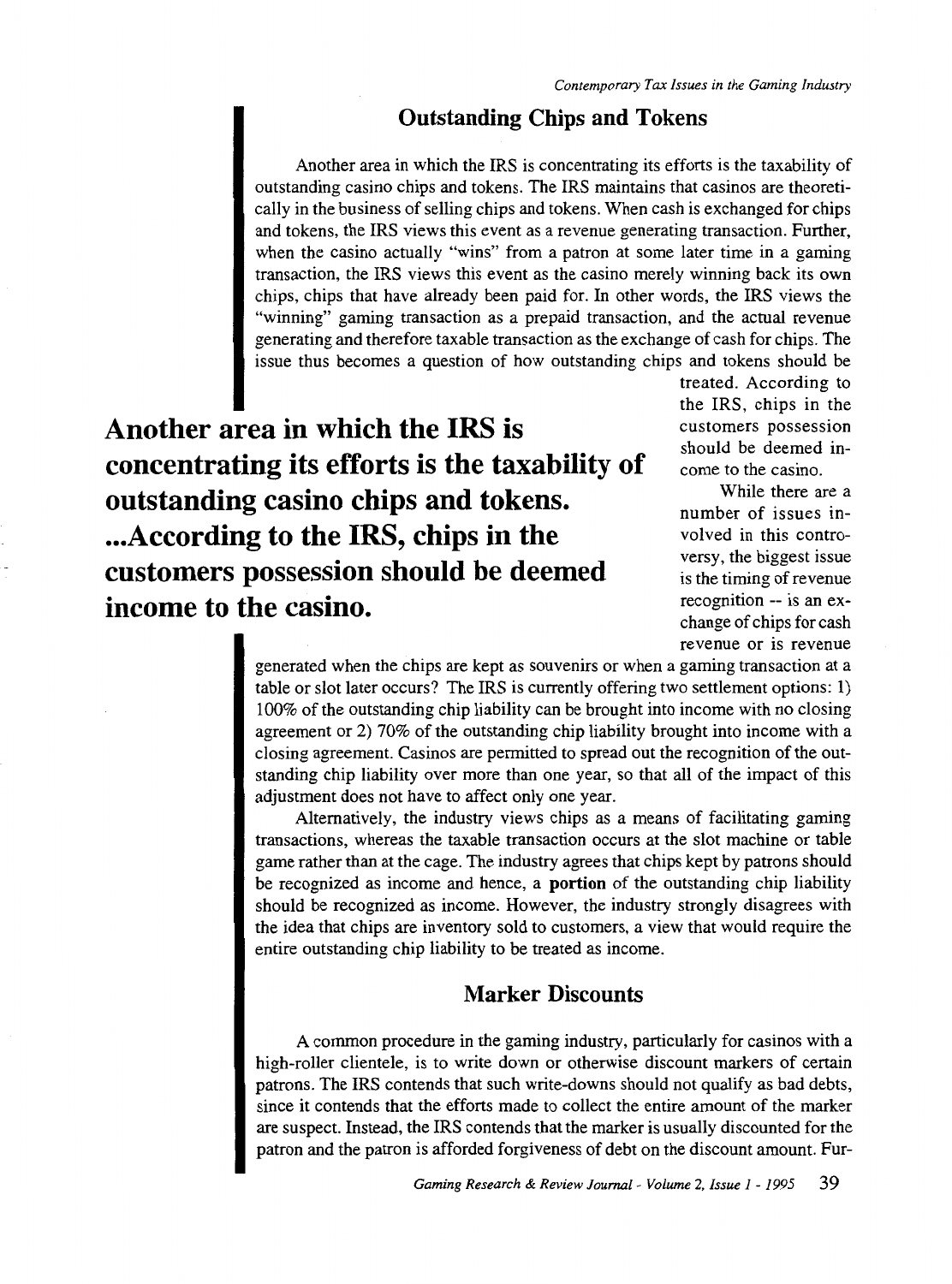## Outstanding Chips and Tokens

Another area in which the IRS is concentrating its efforts is the taxability of outstanding casino chips and tokens. The IRS maintains that casinos are theoretically in the business of selling chips and tokens. When cash is exchanged for chips and tokens, the IRS views this event as a revenue generating transaction. Further, when the casino actually "wins" from a patron at some later time in a gaming transaction, the IRS views this event as the casino merely winning back its own chips, chips that have already been paid for. In other words, the IRS views the "winning" gaming transaction as a prepaid transaction, and the actual revenue generating and therefore taxable transaction as the exchange of cash for chips. The issue thus becomes a question of how outstanding chips and tokens should be treated. According to the IRS, chips in the customers possession should be deemed income to the casino.

**Another area in which the IRS is concentrating its efforts is the taxability of outstanding casino chips and tokens. ...According to the IRS, chips in the customers possession should be deemed income to the casino.**

While there are a number of issues involved in this controversy, the biggest issue is the timing of revenue recognition -- is an exchange of chips for cash revenue or is revenue generated when the chips are kept as souvenirs or when a gaming transaction at a table or slot later occurs? The IRS is currently offering two settlement options: 1) 100% of the outstanding chip liability can be brought into income with no closing agreement or 2) 70% of the outstanding chip liability brought into income with a closing agreement. Casinos are permitted to spread out the recognition of the outstanding chip liability over more than one year, so that all of the impact of this adjustment does not have to affect only one year.

Alternatively, the industry views chips as a means of facilitating gaming transactions, whereas the taxable transaction occurs at the slot machine or table game rather than at the cage. The industry agrees that chips kept by patrons should be recognized as income and hence, a **portion** of the outstanding chip liability should be recognized as income. However, the industry strongly disagrees with the idea that chips are inventory sold to customers, a view that would require the entire outstanding chip liability to be treated as income.

## Marker Discounts

A common procedure in the gaming industry, particularly for casinos with a high-roller clientele, is to write down or otherwise discount markers of certain patrons. The IRS contends that such write-downs should not qualify as bad debts, since it contends that the efforts made to collect the entire amount of the marker are suspect. Instead, the IRS contends that the marker is usually discounted for the patron and the patron is afforded forgiveness of debt on the discount amount. Fur-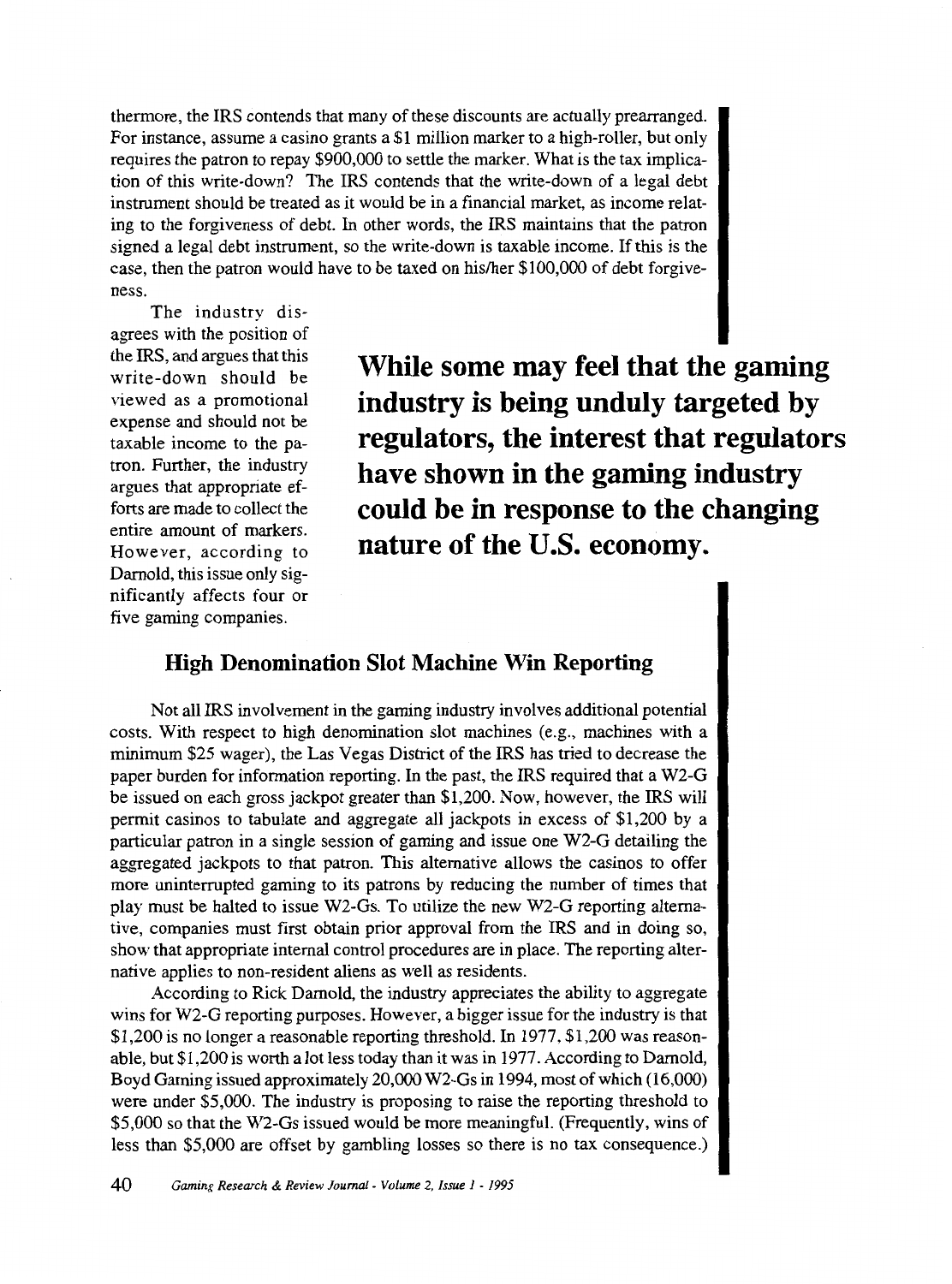thermore, the IRS contends that many of these discounts are actually prearranged. For instance, assume a casino grants a $1 million marker to a high-roller, but only requires the patron to repay $900,000 to settle the marker. What is the tax implication of this write-down? The IRS contends that the write-down of a legal debt instrument should be treated as it would be in a financial market, as income relating to the forgiveness of debt. In other words, the IRS maintains that the patron signed a legal debt instrument, so the write-down is taxable income. If this is the case, then the patron would have to be taxed on his/her $100,000 of debt forgiveness.

The industry disagrees with the position of the IRS, and argues that this write-down should be viewed as a promotional expense and should not be taxable income to the patron. Further, the industry argues that appropriate efforts are made to collect the entire amount of markers. However, according to Darnold, this issue only significantly affects four or five gaming companies.

**While some may feel that the gaming industry is being unduly targeted by regulators, the interest that regulators have shown in the gaming industry could be in response to the changing nature of the U.S. economy.**

### High Denomination Slot Machine Win Reporting

Not all IRS involvement in the gaming industry involves additional potential costs. With respect to high denomination slot machines (e.g., machines with a minimum $25 wager), the Las Vegas District of the IRS has tried to decrease the paper burden for information reporting. In the past, the IRS required that a W2-G be issued on each gross jackpot greater than $1,200. Now, however, the IRS will permit casinos to tabulate and aggregate all jackpots in excess of $1,200 by a particular patron in a single session of gaming and issue one W2-G detailing the aggregated jackpots to that patron. This alternative allows the casinos to offer more uninterrupted gaming to its patrons by reducing the number of times that play must be halted to issue W2-Gs. To utilize the new W2-G reporting alternative, companies must first obtain prior approval from the IRS and in doing so, show that appropriate internal control procedures are in place. The reporting alternative applies to non-resident aliens as well as residents.

According to Rick Darnold, the industry appreciates the ability to aggregate wins for W2-G reporting purposes. However, a bigger issue for the industry is that $1,200 is no longer a reasonable reporting threshold. In 1977, $1,200 was reasonable, but $1,200 is worth a lot less today than it was in 1977. According to Darnold, Boyd Gaming issued approximately 20,000 W2-Gs in 1994, most of which (16,000) were under $5,000. The industry is proposing to raise the reporting threshold to $5,000 so that the W2-Gs issued would be more meaningful. (Frequently, wins of less than $5,000 are offset by gambling losses so there is no tax consequence.)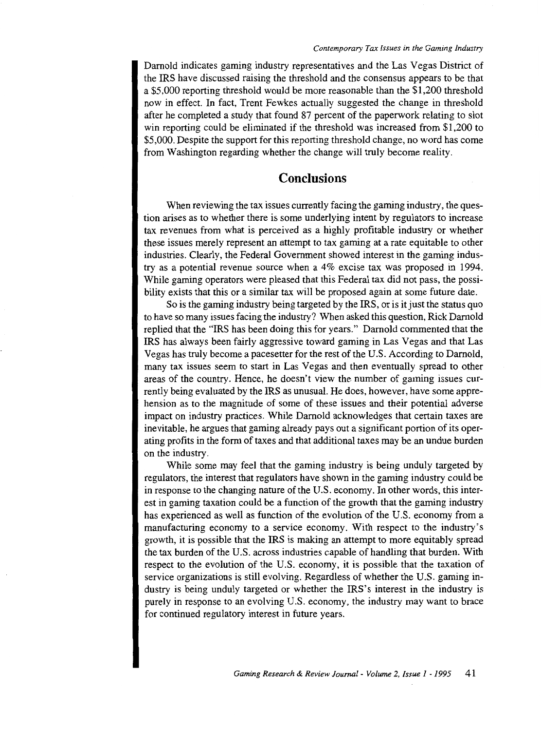Darnold indicates gaming industry representatives and the Las Vegas District of the IRS have discussed raising the threshold and the consensus appears to be that a $5,000 reporting threshold would be more reasonable than the $1,200 threshold now in effect. In fact, Trent Fewkes actually suggested the change in threshold after he completed a study that found 87 percent of the paperwork relating to slot win reporting could be eliminated if the threshold was increased from $1,200 to $5,000. Despite the support for this reporting threshold change, no word has come from Washington regarding whether the change will truly become reality.

## Conclusions

When reviewing the tax issues currently facing the gaming industry, the question arises as to whether there is some underlying intent by regulators to increase tax revenues from what is perceived as a highly profitable industry or whether these issues merely represent an attempt to tax gaming at a rate equitable to other industries. Clearly, the Federal Government showed interest in the gaming industry as a potential revenue source when a 4% excise tax was proposed in 1994. While gaming operators were pleased that this Federal tax did not pass, the possibility exists that this or a similar tax will be proposed again at some future date.

So is the gaming industry being targeted by the IRS, or is it just the status quo to have so many issues facing the industry? When asked this question, Rick Darnold replied that the "IRS has been doing this for years." Darnold commented that the IRS has always been fairly aggressive toward gaming in Las Vegas and that Las Vegas has truly become a pacesetter for the rest of the U.S. According to Darnold, many tax issues seem to start in Las Vegas and then eventually spread to other areas of the country. Hence, he doesn't view the number of gaming issues currently being evaluated by the IRS as unusual. He does, however, have some apprehension as to the magnitude of some of these issues and their potential adverse impact on industry practices. While Darnold acknowledges that certain taxes are inevitable, he argues that gaming already pays out a significant portion of its operating profits in the form of taxes and that additional taxes may be an undue burden on the industry.

While some may feel that the gaming industry is being unduly targeted by regulators, the interest that regulators have shown in the gaming industry could be in response to the changing nature of the U.S. economy. In other words, this interest in gaming taxation could be a function of the growth that the gaming industry has experienced as well as function of the evolution of the U.S. economy from a manufacturing economy to a service economy. With respect to the industry's growth, it is possible that the IRS is making an attempt to more equitably spread the tax burden of the U.S. across industries capable of handling that burden. With respect to the evolution of the U.S. economy, it is possible that the taxation of service organizations is still evolving. Regardless of whether the U.S. gaming industry is being unduly targeted or whether the IRS's interest in the industry is purely in response to an evolving U.S. economy, the industry may want to brace for continued regulatory interest in future years.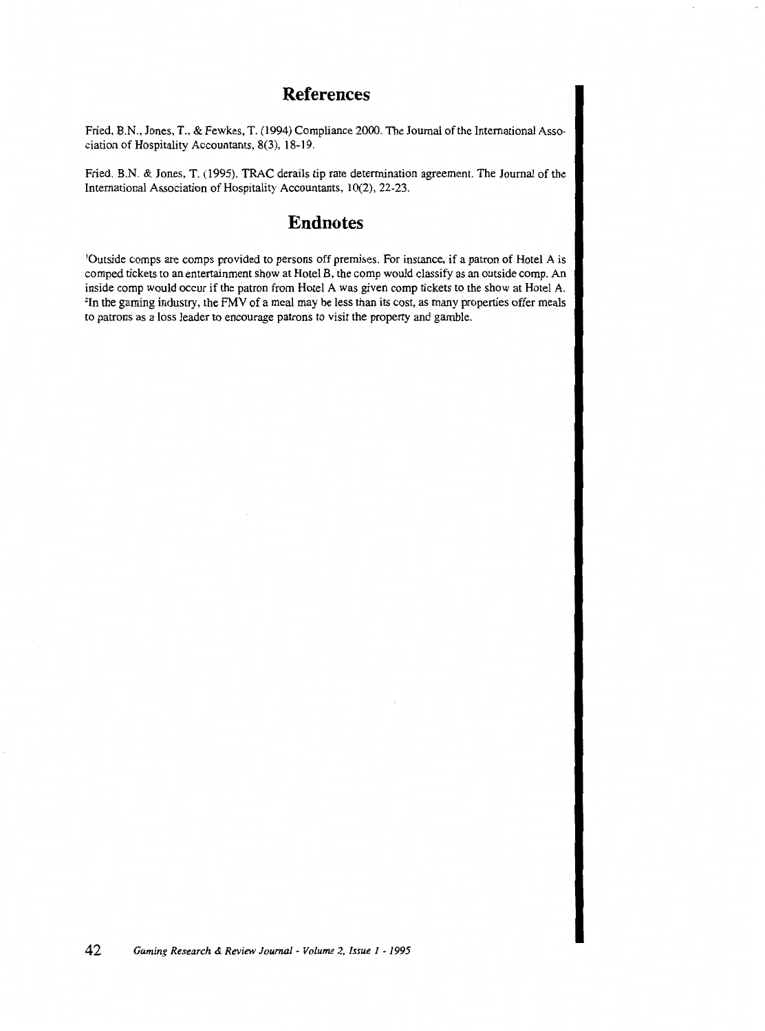## References

Fried, B.N., Jones, T., & Fewkes, T. (1994) Compliance 2000. The Journal of the International Association of Hospitality Accountants, 8(3), 18-19.

Fried, B.N. & Jones, T. (1995). TRAC derails tip rate determination agreement. The Journal of the International Association of Hospitality Accountants, 10(2), 22-23.

## Endnotes

[1]Outside comps are comps provided to persons off premises. For instance, if a patron of Hotel A is comped tickets to an entertainment show at Hotel B, the comp would classify as an outside comp. An inside comp would occur if the patron from Hotel A was given comp tickets to the show at Hotel A.
[2]In the gaming industry, the FMV of a meal may be less than its cost, as many properties offer meals to patrons as a loss leader to encourage patrons to visit the property and gamble.